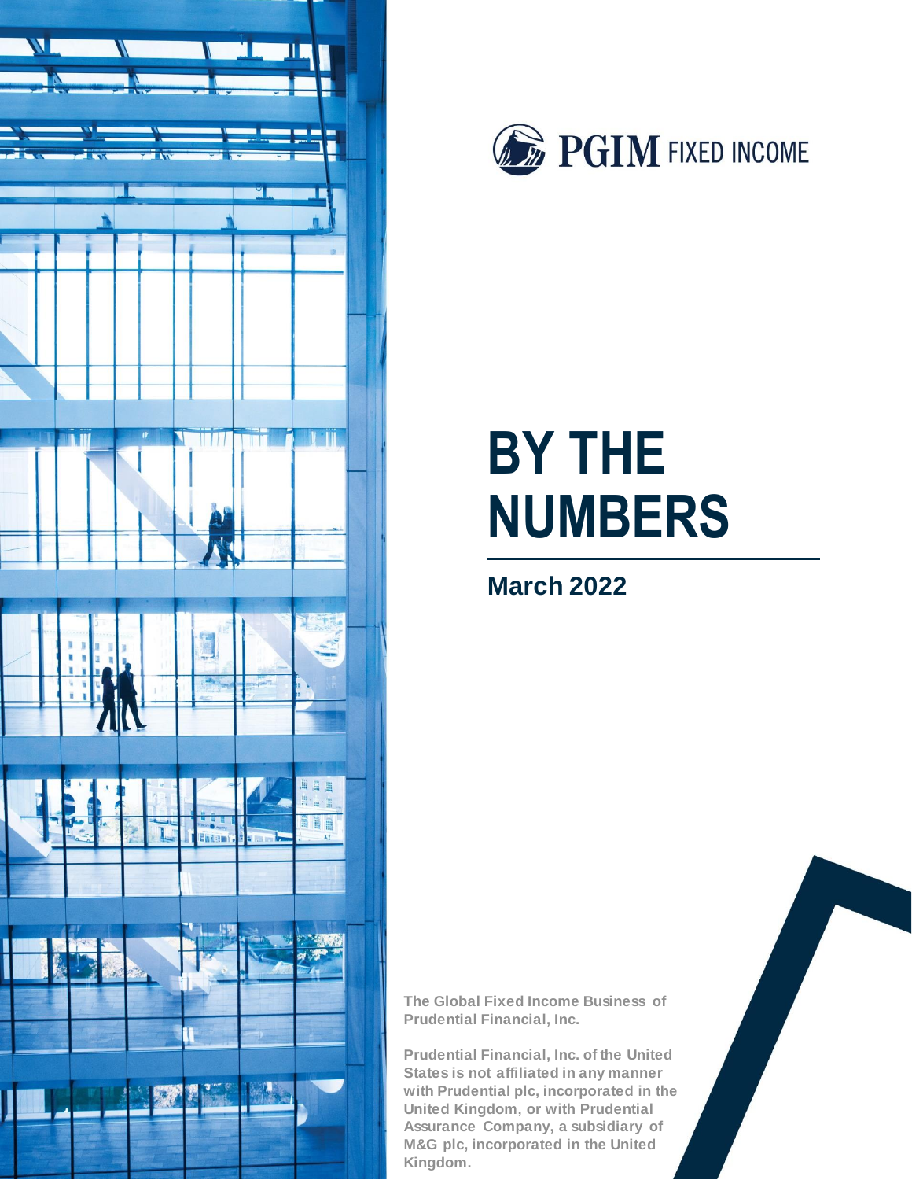PGIM FIXED INCOME

# BY THE NUMBERS

## March 2022

**The Global Fixed Income Business of Prudential Financial, Inc.**

**Prudential Financial, Inc. of the United States is not affiliated in any manner with Prudential plc, incorporated in the United Kingdom, or with Prudential Assurance Company, a subsidiary of M&G plc, incorporated in the United Kingdom.**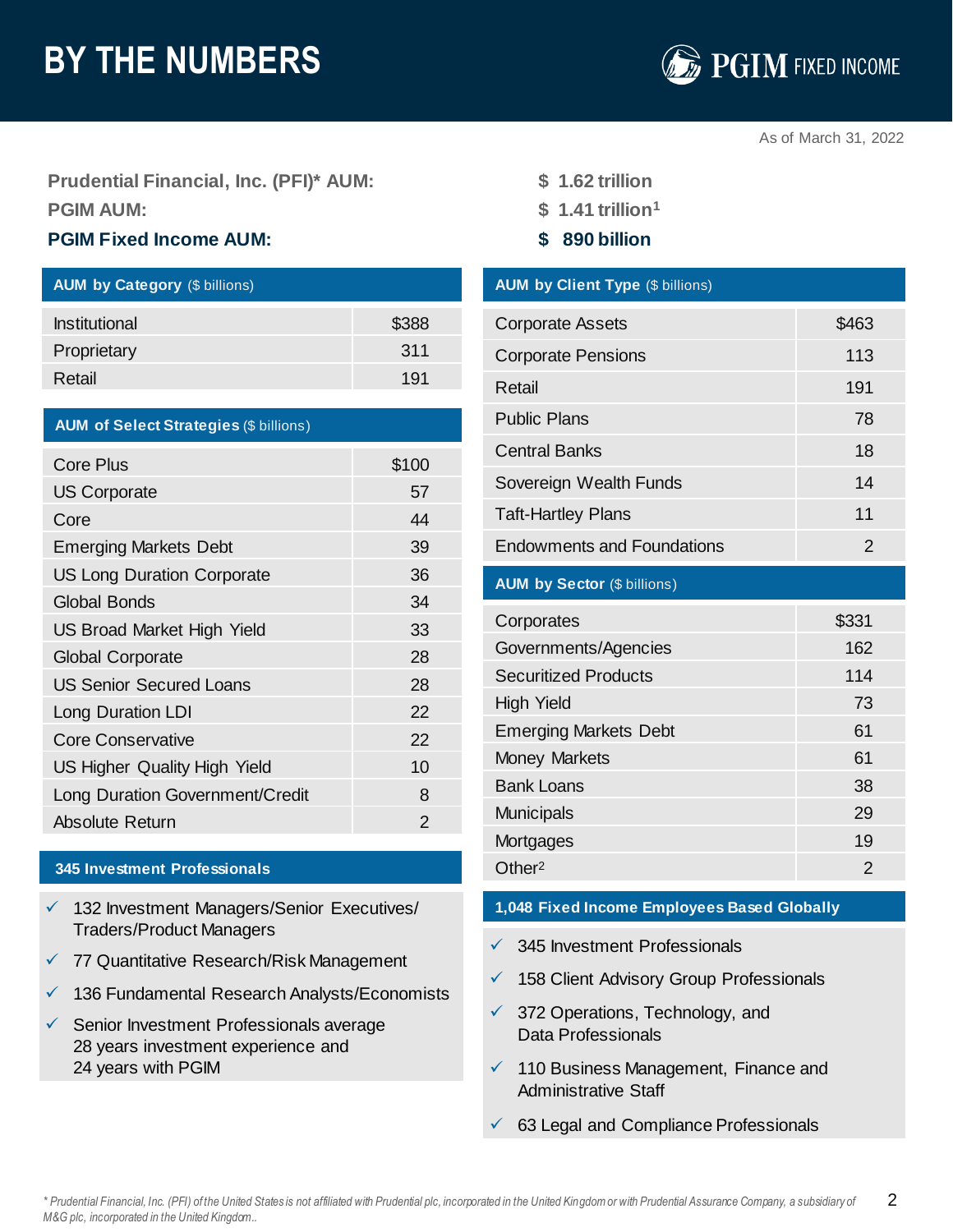# BY THE NUMBERS

PGIM FIXED INCOME

As of March 31, 2022

| | |
|---|---|
| **Prudential Financial, Inc. (PFI)* AUM:** | **$ 1.62 trillion** |
| **PGIM AUM:** | **$ 1.41 trillion[1]** |
| **PGIM Fixed Income AUM:** | **$ 890 billion** |

| **AUM by Category** ($ billions) | |
|---|---|
| Institutional | $388 |
| Proprietary | 311 |
| Retail | 191 |

| **AUM of Select Strategies** ($ billions) | |
|---|---|
| Core Plus | $100 |
| US Corporate | 57 |
| Core | 44 |
| Emerging Markets Debt | 39 |
| US Long Duration Corporate | 36 |
| Global Bonds | 34 |
| US Broad Market High Yield | 33 |
| Global Corporate | 28 |
| US Senior Secured Loans | 28 |
| Long Duration LDI | 22 |
| Core Conservative | 22 |
| US Higher Quality High Yield | 10 |
| Long Duration Government/Credit | 8 |
| Absolute Return | 2 |

### 345 Investment Professionals

- ✓ 132 Investment Managers/Senior Executives/ Traders/Product Managers
- ✓ 77 Quantitative Research/Risk Management
- ✓ 136 Fundamental Research Analysts/Economists
- ✓ Senior Investment Professionals average 28 years investment experience and 24 years with PGIM

| **AUM by Client Type** ($ billions) | |
|---|---|
| Corporate Assets | $463 |
| Corporate Pensions | 113 |
| Retail | 191 |
| Public Plans | 78 |
| Central Banks | 18 |
| Sovereign Wealth Funds | 14 |
| Taft-Hartley Plans | 11 |
| Endowments and Foundations | 2 |

| **AUM by Sector** ($ billions) | |
|---|---|
| Corporates | $331 |
| Governments/Agencies | 162 |
| Securitized Products | 114 |
| High Yield | 73 |
| Emerging Markets Debt | 61 |
| Money Markets | 61 |
| Bank Loans | 38 |
| Municipals | 29 |
| Mortgages | 19 |
| Other[2] | 2 |

### 1,048 Fixed Income Employees Based Globally

- ✓ 345 Investment Professionals
- ✓ 158 Client Advisory Group Professionals
- ✓ 372 Operations, Technology, and Data Professionals
- ✓ 110 Business Management, Finance and Administrative Staff
- ✓ 63 Legal and Compliance Professionals

*\* Prudential Financial, Inc. (PFI) of the United States is not affiliated with Prudential plc, incorporated in the United Kingdom or with Prudential Assurance Company, a subsidiary of M&G plc, incorporated in the United Kingdom..*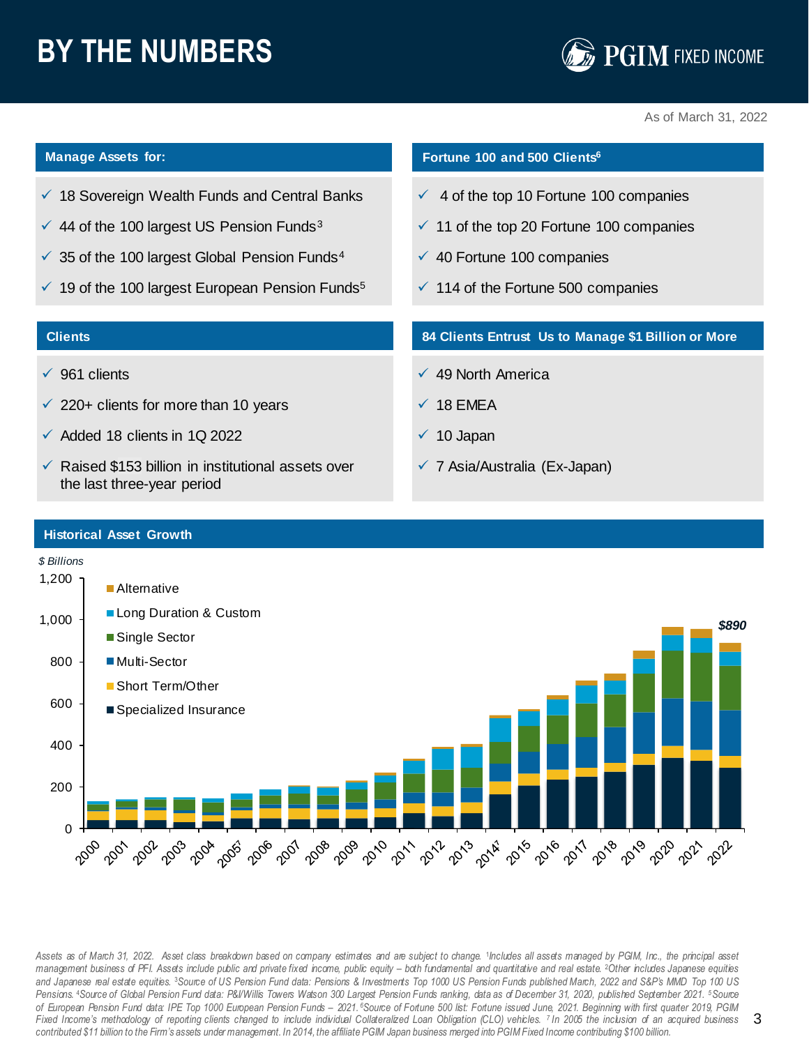# BY THE NUMBERS

As of March 31, 2022

## Manage Assets for:

- ✓ 18 Sovereign Wealth Funds and Central Banks
- ✓ 44 of the 100 largest US Pension Funds[3]
- ✓ 35 of the 100 largest Global Pension Funds[4]
- ✓ 19 of the 100 largest European Pension Funds[5]

## Fortune 100 and 500 Clients[6]

- ✓ 4 of the top 10 Fortune 100 companies
- ✓ 11 of the top 20 Fortune 100 companies
- ✓ 40 Fortune 100 companies
- ✓ 114 of the Fortune 500 companies

## Clients

- ✓ 961 clients
- ✓ 220+ clients for more than 10 years
- ✓ Added 18 clients in 1Q 2022
- ✓ Raised $153 billion in institutional assets over the last three-year period

## 84 Clients Entrust Us to Manage $1 Billion or More

- ✓ 49 North America
- ✓ 18 EMEA
- ✓ 10 Japan
- ✓ 7 Asia/Australia (Ex-Japan)

## Historical Asset Growth

*$ Billions*

Legend: Alternative; Long Duration & Custom; Single Sector; Multi-Sector; Short Term/Other; Specialized Insurance

Years: 2000, 2001, 2002, 2003, 2004, 2005[7], 2006, 2007, 2008, 2009, 2010, 2011, 2012, 2013, 2014[7], 2015, 2016, 2017, 2018, 2019, 2020, 2021, 2022

2022: *$890*

*Assets as of March 31, 2022. Asset class breakdown based on company estimates and are subject to change. [1]Includes all assets managed by PGIM, Inc., the principal asset management business of PFI. Assets include public and private fixed income, public equity – both fundamental and quantitative and real estate. [2]Other includes Japanese equities and Japanese real estate equities. [3]Source of US Pension Fund data: Pensions & Investments Top 1000 US Pension Funds published March, 2022 and S&P's MMD Top 100 US Pensions. [4]Source of Global Pension Fund data: P&I/Willis Towers Watson 300 Largest Pension Funds ranking, data as of December 31, 2020, published September 2021. [5]Source of European Pension Fund data: IPE Top 1000 European Pension Funds – 2021. [6]Source of Fortune 500 list: Fortune issued June, 2021. Beginning with first quarter 2019, PGIM Fixed Income's methodology of reporting clients changed to include individual Collateralized Loan Obligation (CLO) vehicles. [7]In 2005 the inclusion of an acquired business contributed $11 billion to the Firm's assets under management. In 2014, the affiliate PGIM Japan business merged into PGIM Fixed Income contributing $100 billion.*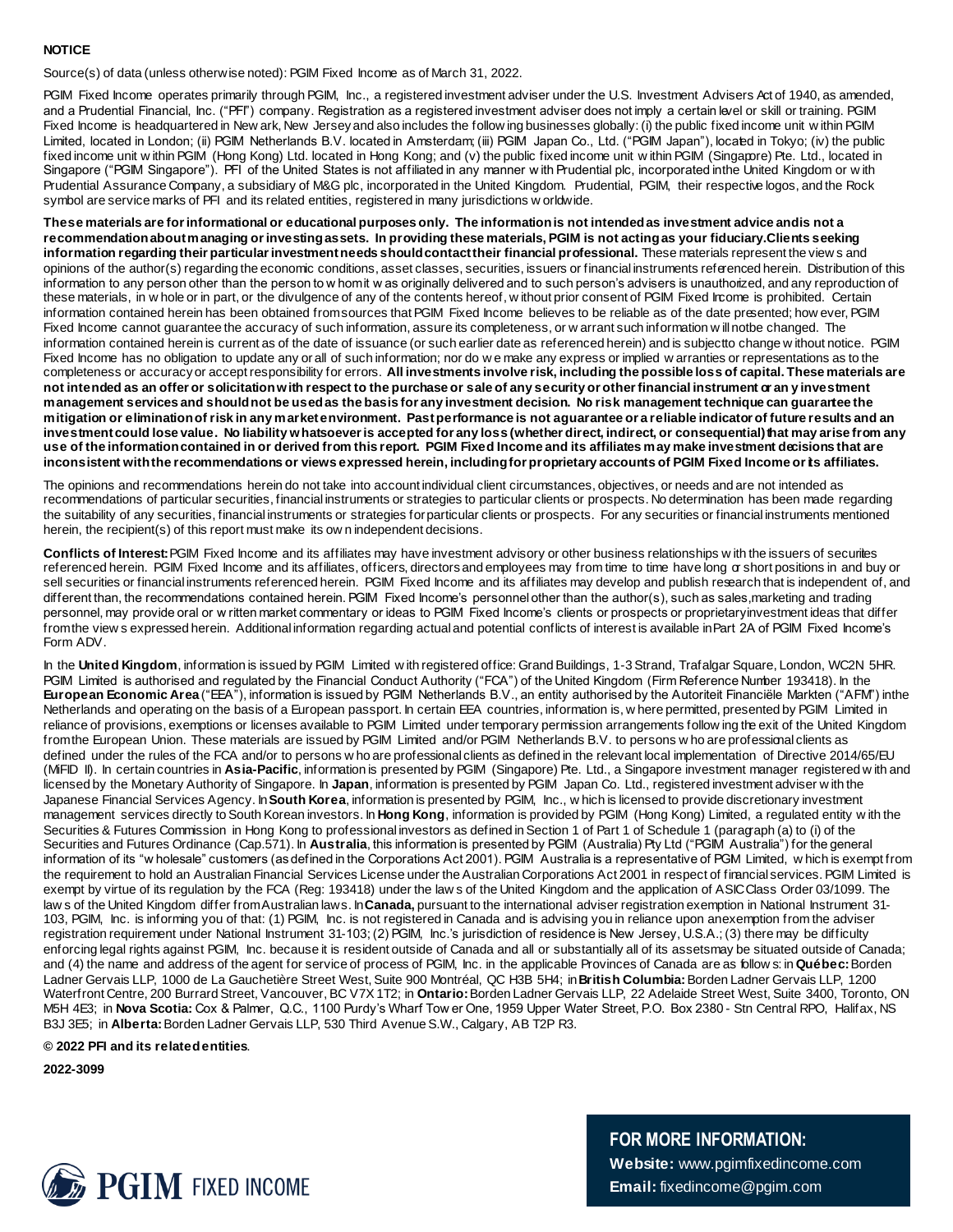**NOTICE**

Source(s) of data (unless otherwise noted): PGIM Fixed Income as of March 31, 2022.

PGIM Fixed Income operates primarily through PGIM, Inc., a registered investment adviser under the U.S. Investment Advisers Act of 1940, as amended, and a Prudential Financial, Inc. ("PFI") company. Registration as a registered investment adviser does not imply a certain level or skill or training. PGIM Fixed Income is headquartered in Newark, New Jersey and also includes the following businesses globally: (i) the public fixed income unit within PGIM Limited, located in London; (ii) PGIM Netherlands B.V. located in Amsterdam; (iii) PGIM Japan Co., Ltd. ("PGIM Japan"), located in Tokyo; (iv) the public fixed income unit within PGIM (Hong Kong) Ltd. located in Hong Kong; and (v) the public fixed income unit within PGIM (Singapore) Pte. Ltd., located in Singapore ("PGIM Singapore"). PFI of the United States is not affiliated in any manner with Prudential plc, incorporated in the United Kingdom or with Prudential Assurance Company, a subsidiary of M&G plc, incorporated in the United Kingdom. Prudential, PGIM, their respective logos, and the Rock symbol are service marks of PFI and its related entities, registered in many jurisdictions worldwide.

**These materials are for informational or educational purposes only. The information is not intended as investment advice and is not a recommendation about managing or investing assets. In providing these materials, PGIM is not acting as your fiduciary. Clients seeking information regarding their particular investment needs should contact their financial professional.** These materials represent the views and opinions of the author(s) regarding the economic conditions, asset classes, securities, issuers or financial instruments referenced herein. Distribution of this information to any person other than the person to whom it was originally delivered and to such person's advisers is unauthorized, and any reproduction of these materials, in whole or in part, or the divulgence of any of the contents hereof, without prior consent of PGIM Fixed Income is prohibited. Certain information contained herein has been obtained from sources that PGIM Fixed Income believes to be reliable as of the date presented; however, PGIM Fixed Income cannot guarantee the accuracy of such information, assure its completeness, or warrant such information will not be changed. The information contained herein is current as of the date of issuance (or such earlier date as referenced herein) and is subject to change without notice. PGIM Fixed Income has no obligation to update any or all of such information; nor do we make any express or implied warranties or representations as to the completeness or accuracy or accept responsibility for errors. **All investments involve risk, including the possible loss of capital. These materials are not intended as an offer or solicitation with respect to the purchase or sale of any security or other financial instrument or any investment management services and should not be used as the basis for any investment decision. No risk management technique can guarantee the mitigation or elimination of risk in any market environment. Past performance is not a guarantee or a reliable indicator of future results and an investment could lose value. No liability whatsoever is accepted for any loss (whether direct, indirect, or consequential) that may arise from any use of the information contained in or derived from this report. PGIM Fixed Income and its affiliates may make investment decisions that are inconsistent with the recommendations or views expressed herein, including for proprietary accounts of PGIM Fixed Income or its affiliates.**

The opinions and recommendations herein do not take into account individual client circumstances, objectives, or needs and are not intended as recommendations of particular securities, financial instruments or strategies to particular clients or prospects. No determination has been made regarding the suitability of any securities, financial instruments or strategies for particular clients or prospects. For any securities or financial instruments mentioned herein, the recipient(s) of this report must make its own independent decisions.

**Conflicts of Interest:** PGIM Fixed Income and its affiliates may have investment advisory or other business relationships with the issuers of securities referenced herein. PGIM Fixed Income and its affiliates, officers, directors and employees may from time to time have long or short positions in and buy or sell securities or financial instruments referenced herein. PGIM Fixed Income and its affiliates may develop and publish research that is independent of, and different than, the recommendations contained herein. PGIM Fixed Income's personnel other than the author(s), such as sales, marketing and trading personnel, may provide oral or written market commentary or ideas to PGIM Fixed Income's clients or prospects or proprietary investment ideas that differ from the views expressed herein. Additional information regarding actual and potential conflicts of interest is available in Part 2A of PGIM Fixed Income's Form ADV.

In the **United Kingdom**, information is issued by PGIM Limited with registered office: Grand Buildings, 1-3 Strand, Trafalgar Square, London, WC2N 5HR. PGIM Limited is authorised and regulated by the Financial Conduct Authority ("FCA") of the United Kingdom (Firm Reference Number 193418). In the **European Economic Area** ("EEA"), information is issued by PGIM Netherlands B.V., an entity authorised by the Autoriteit Financiële Markten ("AFM") in the Netherlands and operating on the basis of a European passport. In certain EEA countries, information is, where permitted, presented by PGIM Limited in reliance of provisions, exemptions or licenses available to PGIM Limited under temporary permission arrangements following the exit of the United Kingdom from the European Union. These materials are issued by PGIM Limited and/or PGIM Netherlands B.V. to persons who are professional clients as defined under the rules of the FCA and/or to persons who are professional clients as defined in the relevant local implementation of Directive 2014/65/EU (MiFID II). In certain countries in **Asia-Pacific**, information is presented by PGIM (Singapore) Pte. Ltd., a Singapore investment manager registered with and licensed by the Monetary Authority of Singapore. In **Japan**, information is presented by PGIM Japan Co. Ltd., registered investment adviser with the Japanese Financial Services Agency. In **South Korea**, information is presented by PGIM, Inc., which is licensed to provide discretionary investment management services directly to South Korean investors. In **Hong Kong**, information is provided by PGIM (Hong Kong) Limited, a regulated entity with the Securities & Futures Commission in Hong Kong to professional investors as defined in Section 1 of Part 1 of Schedule 1 (paragraph (a) to (i) of the Securities and Futures Ordinance (Cap.571). In **Australia**, this information is presented by PGIM (Australia) Pty Ltd ("PGIM Australia") for the general information of its "wholesale" customers (as defined in the Corporations Act 2001). PGIM Australia is a representative of PGIM Limited, which is exempt from the requirement to hold an Australian Financial Services License under the Australian Corporations Act 2001 in respect of financial services. PGIM Limited is exempt by virtue of its regulation by the FCA (Reg: 193418) under the laws of the United Kingdom and the application of ASIC Class Order 03/1099. The laws of the United Kingdom differ from Australian laws. In **Canada,** pursuant to the international adviser registration exemption in National Instrument 31-103, PGIM, Inc. is informing you of that: (1) PGIM, Inc. is not registered in Canada and is advising you in reliance upon an exemption from the adviser registration requirement under National Instrument 31-103; (2) PGIM, Inc.'s jurisdiction of residence is New Jersey, U.S.A.; (3) there may be difficulty enforcing legal rights against PGIM, Inc. because it is resident outside of Canada and all or substantially all of its assets may be situated outside of Canada; and (4) the name and address of the agent for service of process of PGIM, Inc. in the applicable Provinces of Canada are as follows: in **Québec:** Borden Ladner Gervais LLP, 1000 de La Gauchetière Street West, Suite 900 Montréal, QC H3B 5H4; in **British Columbia:** Borden Ladner Gervais LLP, 1200 Waterfront Centre, 200 Burrard Street, Vancouver, BC V7X 1T2; in **Ontario:** Borden Ladner Gervais LLP, 22 Adelaide Street West, Suite 3400, Toronto, ON M5H 4E3; in **Nova Scotia:** Cox & Palmer, Q.C., 1100 Purdy's Wharf Tower One, 1959 Upper Water Street, P.O. Box 2380 - Stn Central RPO, Halifax, NS B3J 3E5; in **Alberta:** Borden Ladner Gervais LLP, 530 Third Avenue S.W., Calgary, AB T2P R3.

**© 2022 PFI and its related entities**.

**2022-3099**

PGIM FIXED INCOME

## FOR MORE INFORMATION:

**Website:** www.pgimfixedincome.com
**Email:** fixedincome@pgim.com